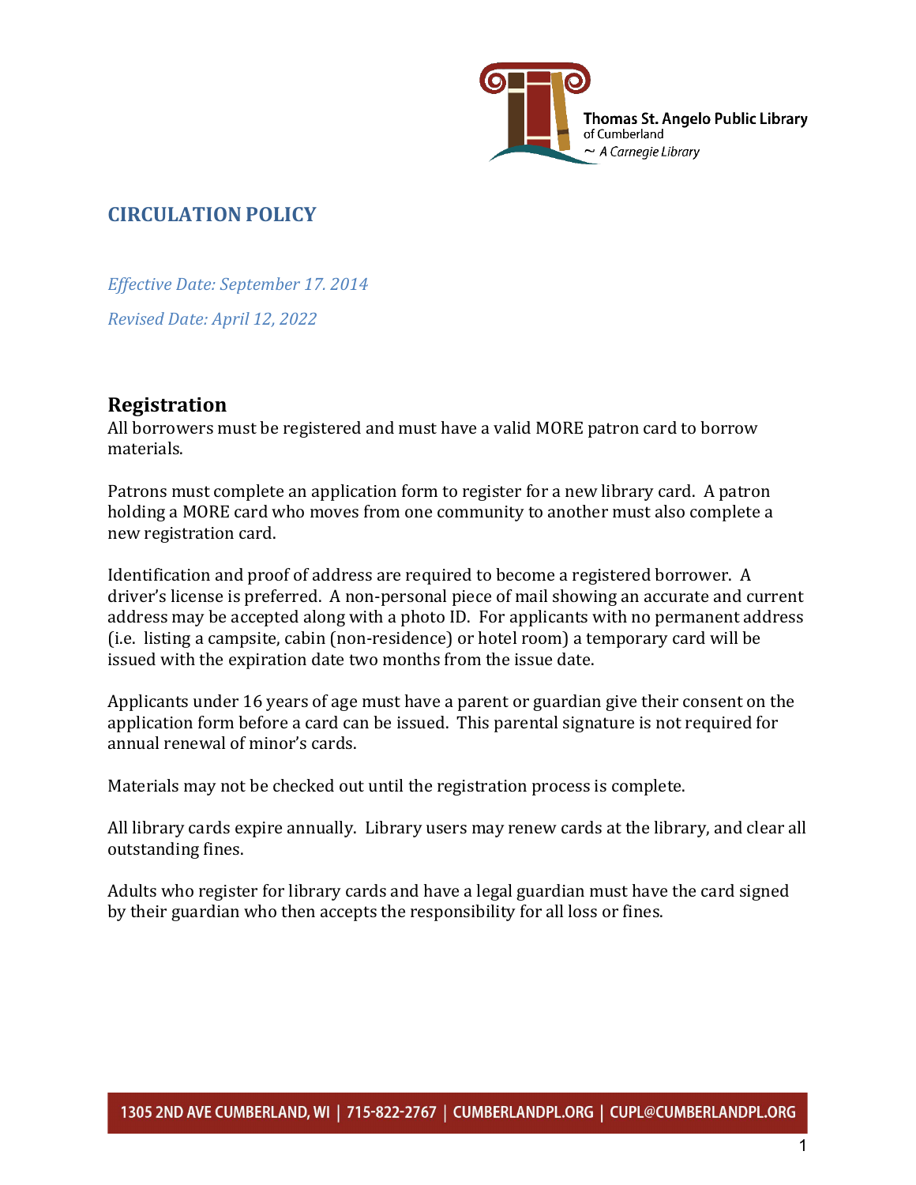Thomas St. Angelo Public Library
of Cumberland
~ *A Carnegie Library*

# CIRCULATION POLICY

*Effective Date: September 17. 2014*

*Revised Date: April 12, 2022*

## Registration

All borrowers must be registered and must have a valid MORE patron card to borrow materials.

Patrons must complete an application form to register for a new library card. A patron holding a MORE card who moves from one community to another must also complete a new registration card.

Identification and proof of address are required to become a registered borrower. A driver's license is preferred. A non-personal piece of mail showing an accurate and current address may be accepted along with a photo ID. For applicants with no permanent address (i.e. listing a campsite, cabin (non-residence) or hotel room) a temporary card will be issued with the expiration date two months from the issue date.

Applicants under 16 years of age must have a parent or guardian give their consent on the application form before a card can be issued. This parental signature is not required for annual renewal of minor's cards.

Materials may not be checked out until the registration process is complete.

All library cards expire annually. Library users may renew cards at the library, and clear all outstanding fines.

Adults who register for library cards and have a legal guardian must have the card signed by their guardian who then accepts the responsibility for all loss or fines.

1305 2ND AVE CUMBERLAND, WI | 715-822-2767 | CUMBERLANDPL.ORG | CUPL@CUMBERLANDPL.ORG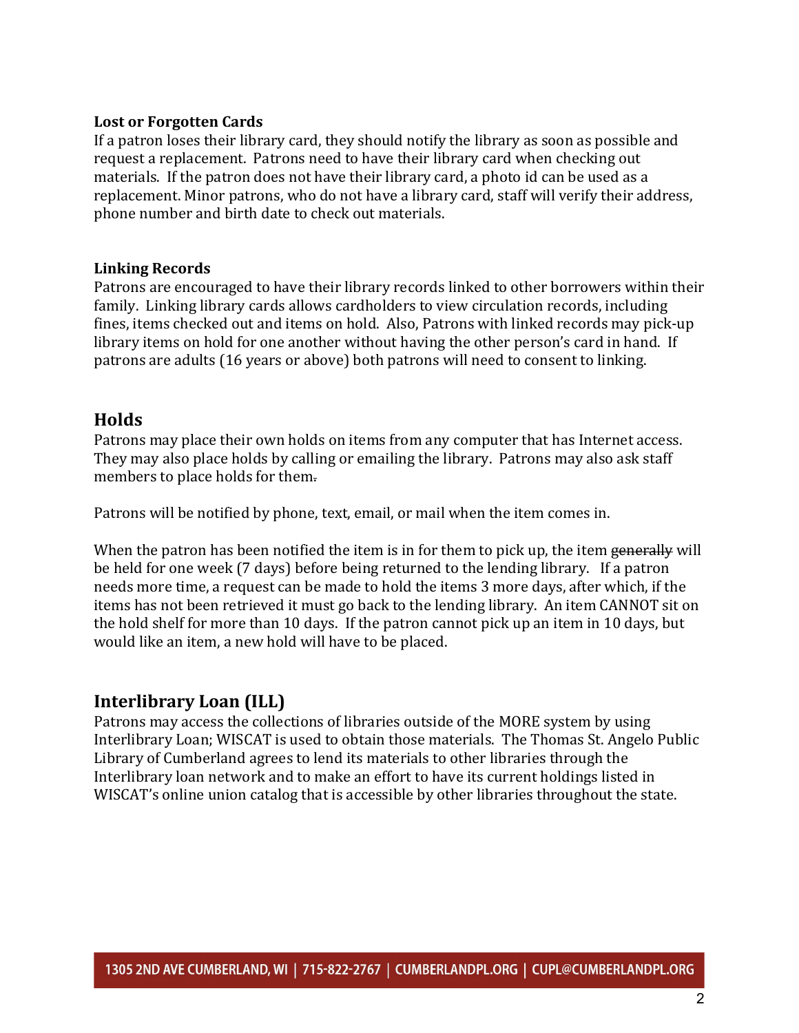**Lost or Forgotten Cards**
If a patron loses their library card, they should notify the library as soon as possible and request a replacement. Patrons need to have their library card when checking out materials. If the patron does not have their library card, a photo id can be used as a replacement. Minor patrons, who do not have a library card, staff will verify their address, phone number and birth date to check out materials.

**Linking Records**
Patrons are encouraged to have their library records linked to other borrowers within their family. Linking library cards allows cardholders to view circulation records, including fines, items checked out and items on hold. Also, Patrons with linked records may pick-up library items on hold for one another without having the other person's card in hand. If patrons are adults (16 years or above) both patrons will need to consent to linking.

## Holds

Patrons may place their own holds on items from any computer that has Internet access. They may also place holds by calling or emailing the library. Patrons may also ask staff members to place holds for them~~.~~

Patrons will be notified by phone, text, email, or mail when the item comes in.

When the patron has been notified the item is in for them to pick up, the item ~~generally~~ will be held for one week (7 days) before being returned to the lending library. If a patron needs more time, a request can be made to hold the items 3 more days, after which, if the items has not been retrieved it must go back to the lending library. An item CANNOT sit on the hold shelf for more than 10 days. If the patron cannot pick up an item in 10 days, but would like an item, a new hold will have to be placed.

## Interlibrary Loan (ILL)

Patrons may access the collections of libraries outside of the MORE system by using Interlibrary Loan; WISCAT is used to obtain those materials. The Thomas St. Angelo Public Library of Cumberland agrees to lend its materials to other libraries through the Interlibrary loan network and to make an effort to have its current holdings listed in WISCAT's online union catalog that is accessible by other libraries throughout the state.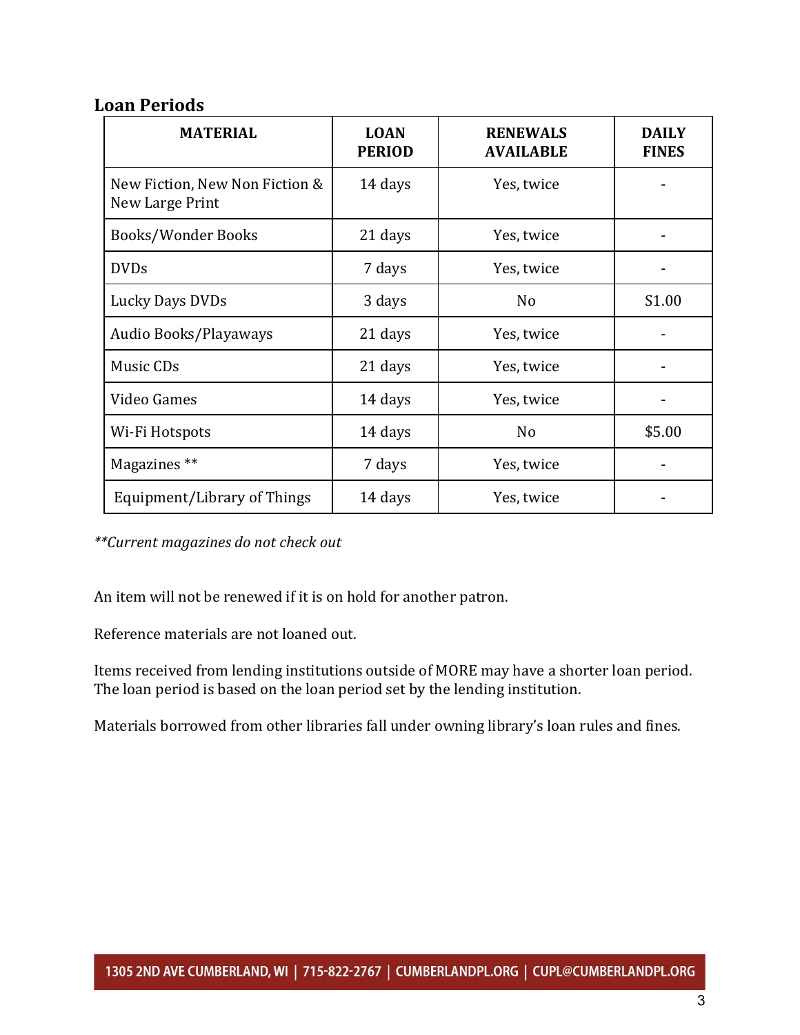## Loan Periods

| MATERIAL | LOAN PERIOD | RENEWALS AVAILABLE | DAILY FINES |
|---|---|---|---|
| New Fiction, New Non Fiction & New Large Print | 14 days | Yes, twice | - |
| Books/Wonder Books | 21 days | Yes, twice | - |
| DVDs | 7 days | Yes, twice | - |
| Lucky Days DVDs | 3 days | No | S1.00 |
| Audio Books/Playaways | 21 days | Yes, twice | - |
| Music CDs | 21 days | Yes, twice | - |
| Video Games | 14 days | Yes, twice | - |
| Wi-Fi Hotspots | 14 days | No | $5.00 |
| Magazines ** | 7 days | Yes, twice | - |
| Equipment/Library of Things | 14 days | Yes, twice | - |

*\*\*Current magazines do not check out*

An item will not be renewed if it is on hold for another patron.

Reference materials are not loaned out.

Items received from lending institutions outside of MORE may have a shorter loan period. The loan period is based on the loan period set by the lending institution.

Materials borrowed from other libraries fall under owning library's loan rules and fines.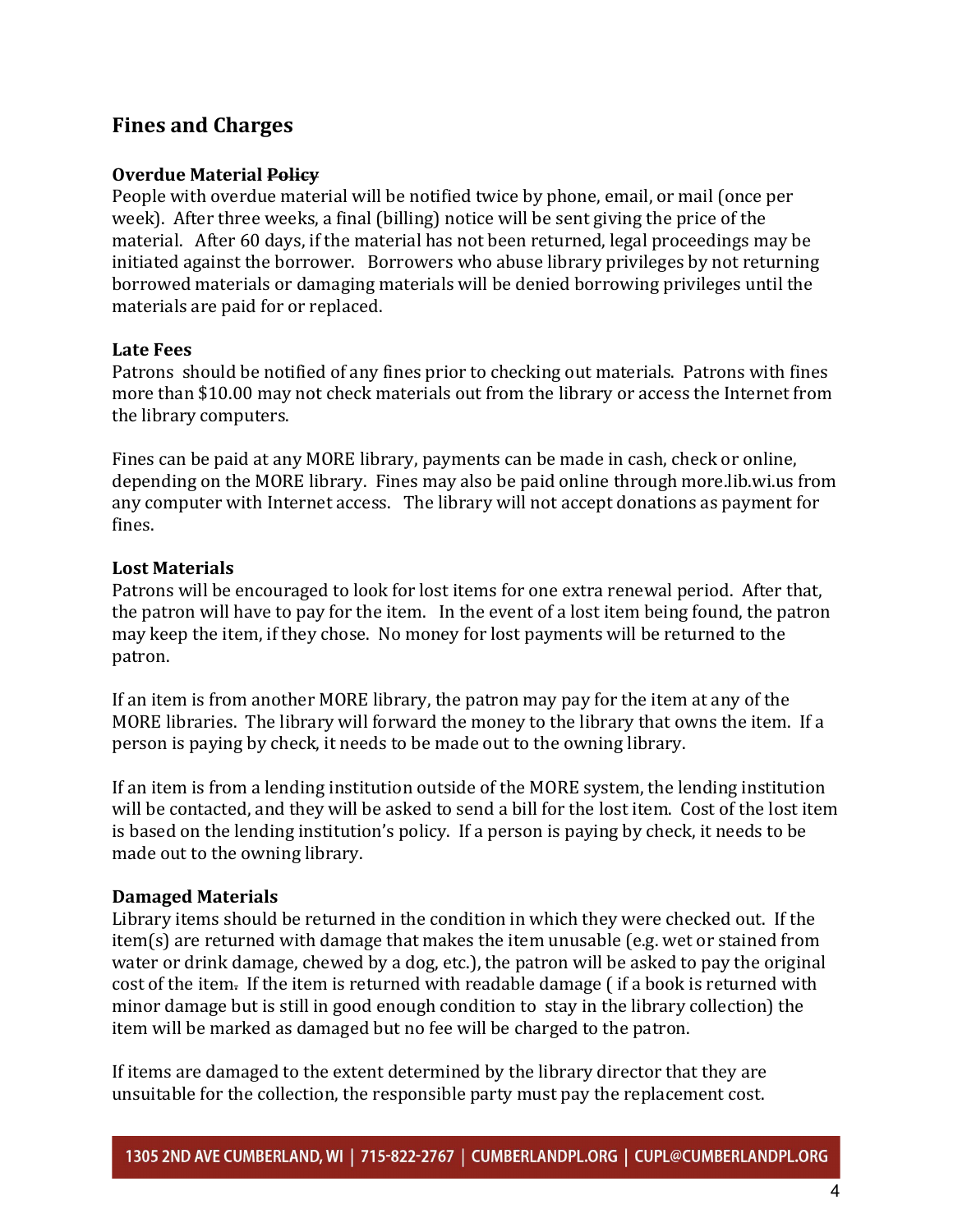## Fines and Charges

### Overdue Material ~~Policy~~

People with overdue material will be notified twice by phone, email, or mail (once per week). After three weeks, a final (billing) notice will be sent giving the price of the material. After 60 days, if the material has not been returned, legal proceedings may be initiated against the borrower. Borrowers who abuse library privileges by not returning borrowed materials or damaging materials will be denied borrowing privileges until the materials are paid for or replaced.

### Late Fees

Patrons should be notified of any fines prior to checking out materials. Patrons with fines more than $10.00 may not check materials out from the library or access the Internet from the library computers.

Fines can be paid at any MORE library, payments can be made in cash, check or online, depending on the MORE library. Fines may also be paid online through more.lib.wi.us from any computer with Internet access. The library will not accept donations as payment for fines.

### Lost Materials

Patrons will be encouraged to look for lost items for one extra renewal period. After that, the patron will have to pay for the item. In the event of a lost item being found, the patron may keep the item, if they chose. No money for lost payments will be returned to the patron.

If an item is from another MORE library, the patron may pay for the item at any of the MORE libraries. The library will forward the money to the library that owns the item. If a person is paying by check, it needs to be made out to the owning library.

If an item is from a lending institution outside of the MORE system, the lending institution will be contacted, and they will be asked to send a bill for the lost item. Cost of the lost item is based on the lending institution's policy. If a person is paying by check, it needs to be made out to the owning library.

### Damaged Materials

Library items should be returned in the condition in which they were checked out. If the item(s) are returned with damage that makes the item unusable (e.g. wet or stained from water or drink damage, chewed by a dog, etc.), the patron will be asked to pay the original cost of the item. If the item is returned with readable damage ( if a book is returned with minor damage but is still in good enough condition to stay in the library collection) the item will be marked as damaged but no fee will be charged to the patron.

If items are damaged to the extent determined by the library director that they are unsuitable for the collection, the responsible party must pay the replacement cost.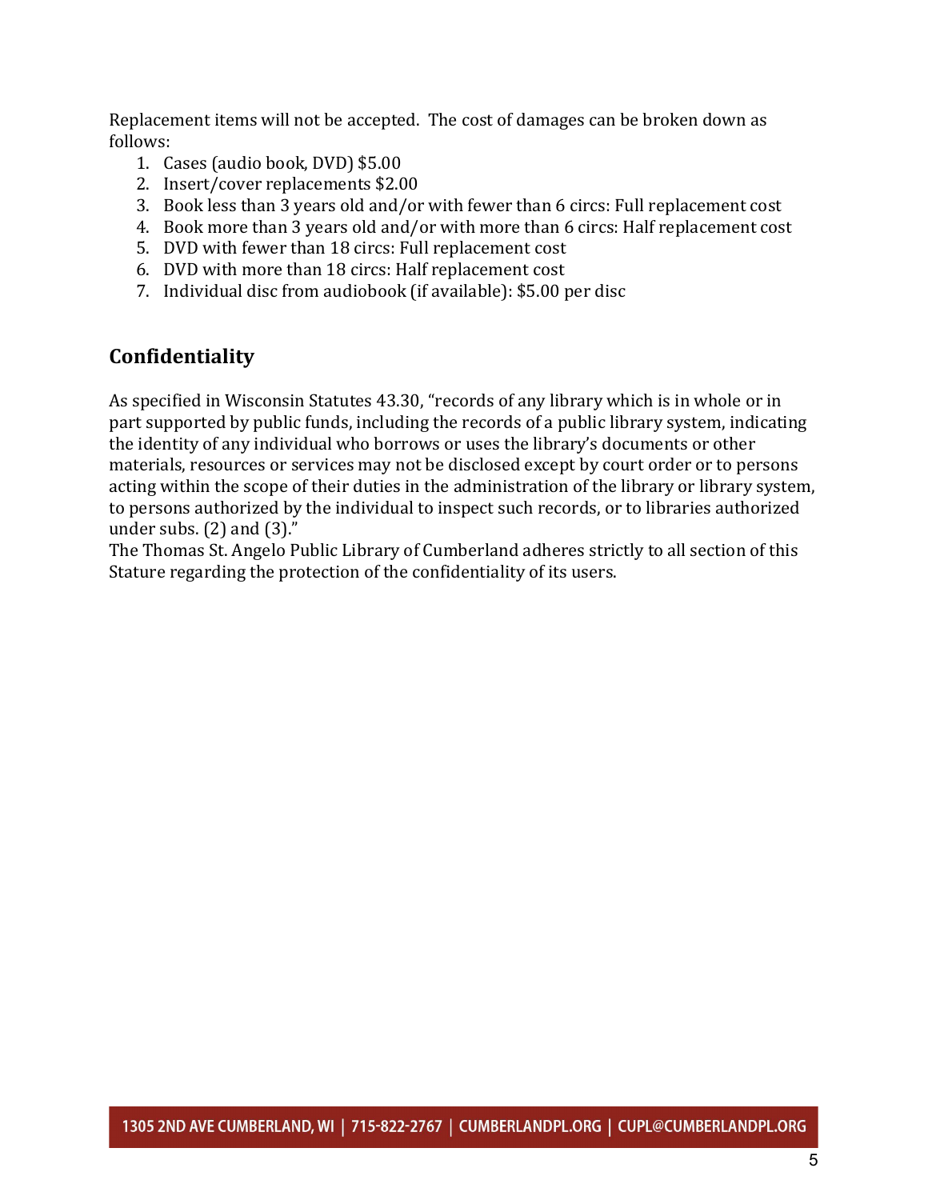Replacement items will not be accepted. The cost of damages can be broken down as follows:

1. Cases (audio book, DVD) $5.00
2. Insert/cover replacements $2.00
3. Book less than 3 years old and/or with fewer than 6 circs: Full replacement cost
4. Book more than 3 years old and/or with more than 6 circs: Half replacement cost
5. DVD with fewer than 18 circs: Full replacement cost
6. DVD with more than 18 circs: Half replacement cost
7. Individual disc from audiobook (if available): $5.00 per disc

## Confidentiality

As specified in Wisconsin Statutes 43.30, "records of any library which is in whole or in part supported by public funds, including the records of a public library system, indicating the identity of any individual who borrows or uses the library's documents or other materials, resources or services may not be disclosed except by court order or to persons acting within the scope of their duties in the administration of the library or library system, to persons authorized by the individual to inspect such records, or to libraries authorized under subs. (2) and (3)."
The Thomas St. Angelo Public Library of Cumberland adheres strictly to all section of this Stature regarding the protection of the confidentiality of its users.

1305 2ND AVE CUMBERLAND, WI | 715-822-2767 | CUMBERLANDPL.ORG | CUPL@CUMBERLANDPL.ORG